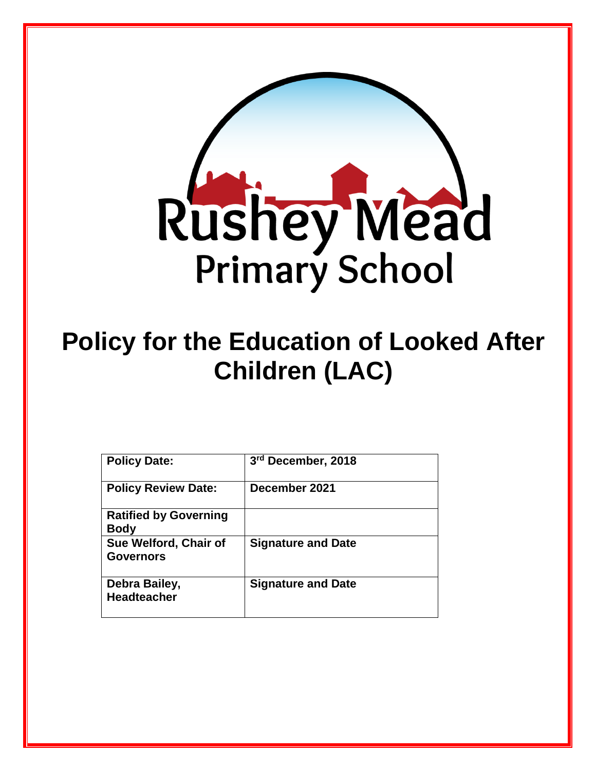Rushey Mead
Primary School

# Policy for the Education of Looked After Children (LAC)

| **Policy Date:** | **3rd December, 2018** |
|---|---|
| **Policy Review Date:** | **December 2021** |
| **Ratified by Governing Body** | |
| **Sue Welford, Chair of Governors** | **Signature and Date** |
| **Debra Bailey, Headteacher** | **Signature and Date** |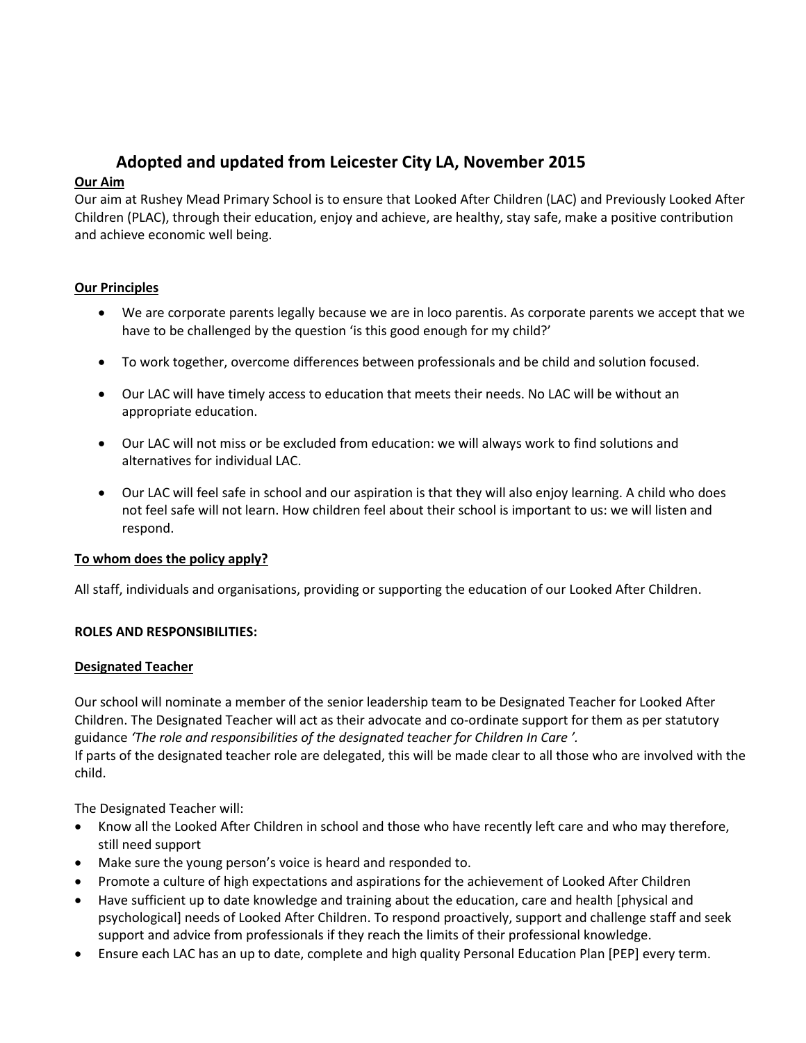## Adopted and updated from Leicester City LA, November 2015

**Our Aim**

Our aim at Rushey Mead Primary School is to ensure that Looked After Children (LAC) and Previously Looked After Children (PLAC), through their education, enjoy and achieve, are healthy, stay safe, make a positive contribution and achieve economic well being.

**Our Principles**

- We are corporate parents legally because we are in loco parentis. As corporate parents we accept that we have to be challenged by the question 'is this good enough for my child?'
- To work together, overcome differences between professionals and be child and solution focused.
- Our LAC will have timely access to education that meets their needs. No LAC will be without an appropriate education.
- Our LAC will not miss or be excluded from education: we will always work to find solutions and alternatives for individual LAC.
- Our LAC will feel safe in school and our aspiration is that they will also enjoy learning. A child who does not feel safe will not learn. How children feel about their school is important to us: we will listen and respond.

**To whom does the policy apply?**

All staff, individuals and organisations, providing or supporting the education of our Looked After Children.

**ROLES AND RESPONSIBILITIES:**

**Designated Teacher**

Our school will nominate a member of the senior leadership team to be Designated Teacher for Looked After Children. The Designated Teacher will act as their advocate and co-ordinate support for them as per statutory guidance *'The role and responsibilities of the designated teacher for Children In Care '.*
If parts of the designated teacher role are delegated, this will be made clear to all those who are involved with the child.

The Designated Teacher will:

- Know all the Looked After Children in school and those who have recently left care and who may therefore, still need support
- Make sure the young person's voice is heard and responded to.
- Promote a culture of high expectations and aspirations for the achievement of Looked After Children
- Have sufficient up to date knowledge and training about the education, care and health [physical and psychological] needs of Looked After Children. To respond proactively, support and challenge staff and seek support and advice from professionals if they reach the limits of their professional knowledge.
- Ensure each LAC has an up to date, complete and high quality Personal Education Plan [PEP] every term.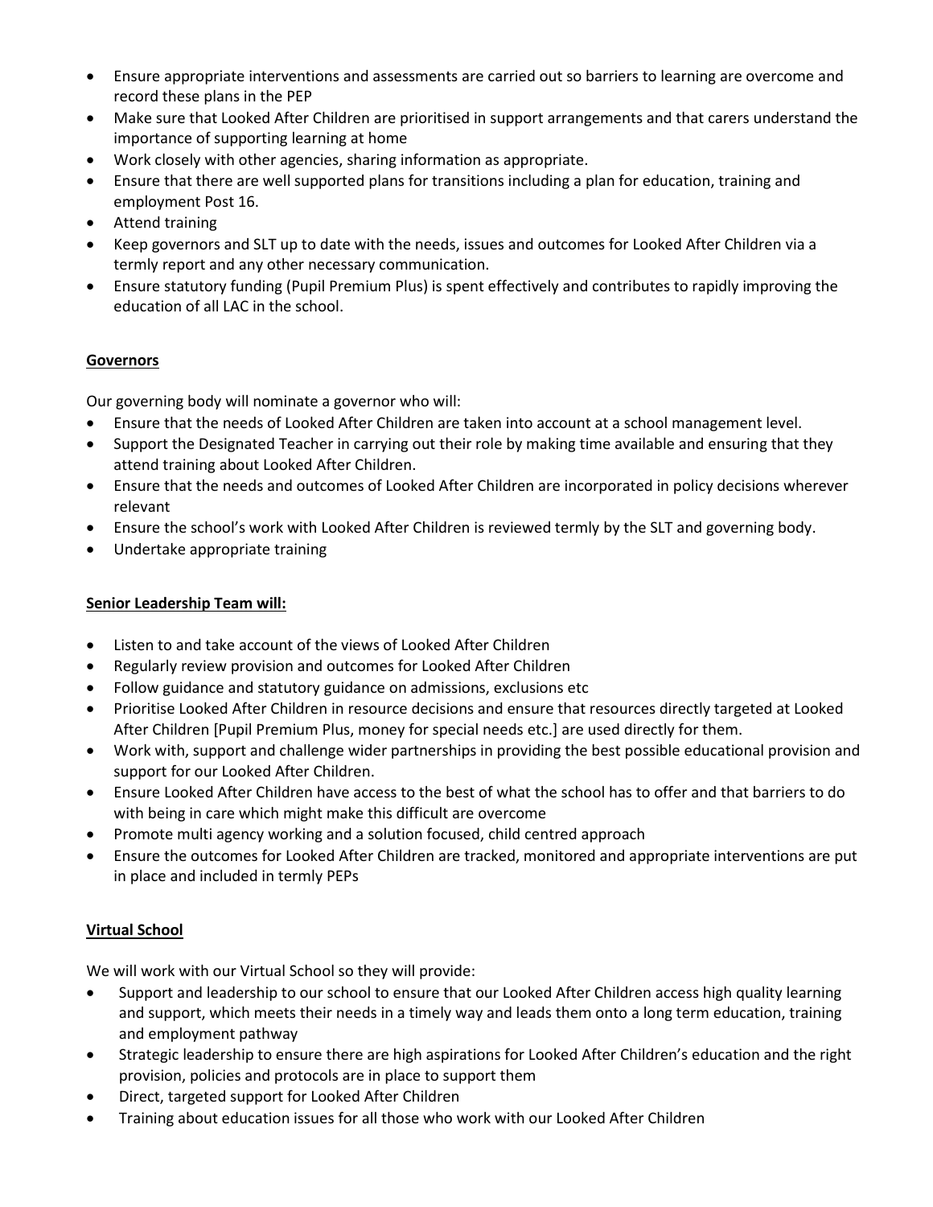- Ensure appropriate interventions and assessments are carried out so barriers to learning are overcome and record these plans in the PEP
- Make sure that Looked After Children are prioritised in support arrangements and that carers understand the importance of supporting learning at home
- Work closely with other agencies, sharing information as appropriate.
- Ensure that there are well supported plans for transitions including a plan for education, training and employment Post 16.
- Attend training
- Keep governors and SLT up to date with the needs, issues and outcomes for Looked After Children via a termly report and any other necessary communication.
- Ensure statutory funding (Pupil Premium Plus) is spent effectively and contributes to rapidly improving the education of all LAC in the school.

**Governors**

Our governing body will nominate a governor who will:

- Ensure that the needs of Looked After Children are taken into account at a school management level.
- Support the Designated Teacher in carrying out their role by making time available and ensuring that they attend training about Looked After Children.
- Ensure that the needs and outcomes of Looked After Children are incorporated in policy decisions wherever relevant
- Ensure the school's work with Looked After Children is reviewed termly by the SLT and governing body.
- Undertake appropriate training

**Senior Leadership Team will:**

- Listen to and take account of the views of Looked After Children
- Regularly review provision and outcomes for Looked After Children
- Follow guidance and statutory guidance on admissions, exclusions etc
- Prioritise Looked After Children in resource decisions and ensure that resources directly targeted at Looked After Children [Pupil Premium Plus, money for special needs etc.] are used directly for them.
- Work with, support and challenge wider partnerships in providing the best possible educational provision and support for our Looked After Children.
- Ensure Looked After Children have access to the best of what the school has to offer and that barriers to do with being in care which might make this difficult are overcome
- Promote multi agency working and a solution focused, child centred approach
- Ensure the outcomes for Looked After Children are tracked, monitored and appropriate interventions are put in place and included in termly PEPs

**Virtual School**

We will work with our Virtual School so they will provide:

- Support and leadership to our school to ensure that our Looked After Children access high quality learning and support, which meets their needs in a timely way and leads them onto a long term education, training and employment pathway
- Strategic leadership to ensure there are high aspirations for Looked After Children's education and the right provision, policies and protocols are in place to support them
- Direct, targeted support for Looked After Children
- Training about education issues for all those who work with our Looked After Children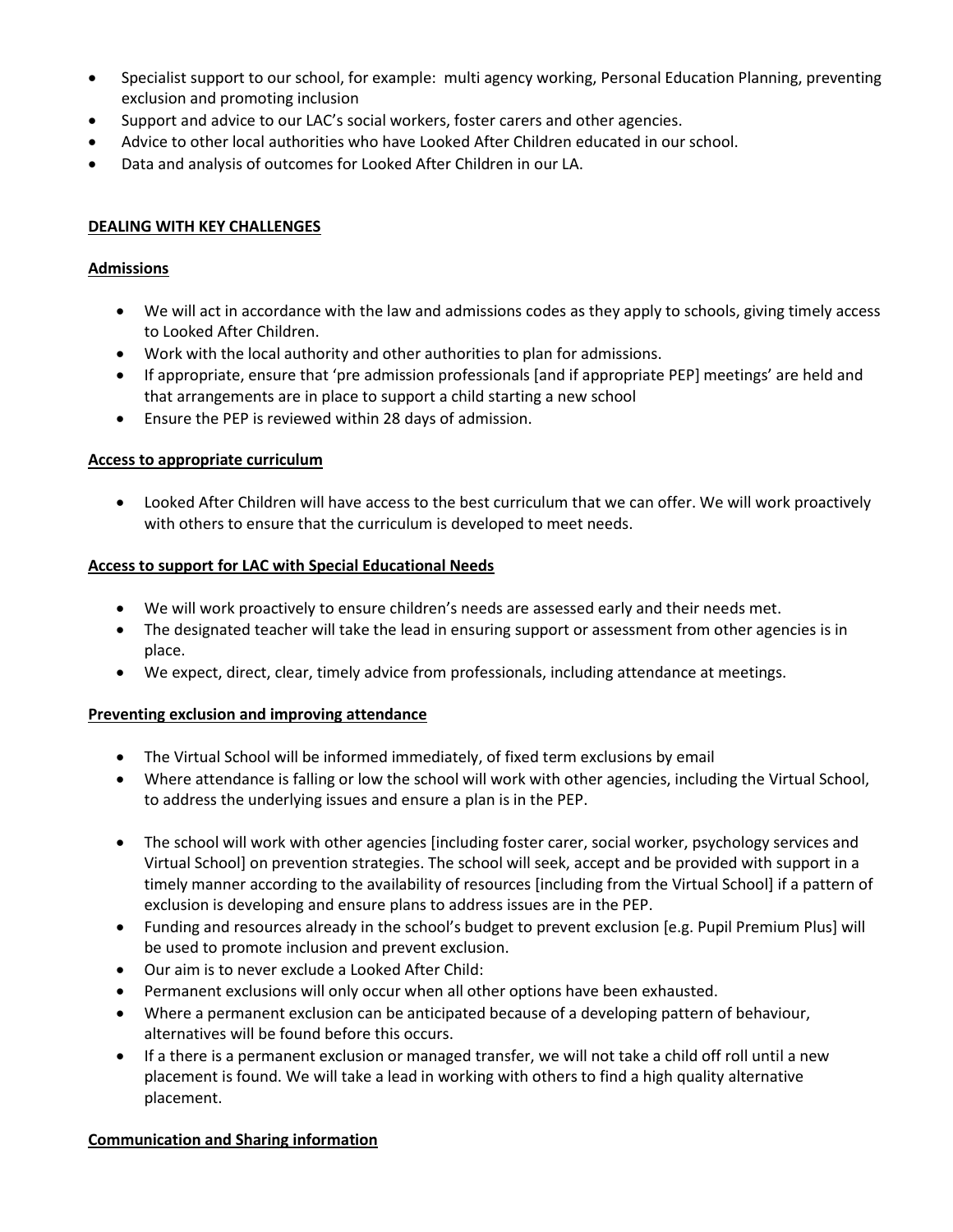- Specialist support to our school, for example: multi agency working, Personal Education Planning, preventing exclusion and promoting inclusion
- Support and advice to our LAC's social workers, foster carers and other agencies.
- Advice to other local authorities who have Looked After Children educated in our school.
- Data and analysis of outcomes for Looked After Children in our LA.

## DEALING WITH KEY CHALLENGES

### Admissions

- We will act in accordance with the law and admissions codes as they apply to schools, giving timely access to Looked After Children.
- Work with the local authority and other authorities to plan for admissions.
- If appropriate, ensure that 'pre admission professionals [and if appropriate PEP] meetings' are held and that arrangements are in place to support a child starting a new school
- Ensure the PEP is reviewed within 28 days of admission.

### Access to appropriate curriculum

- Looked After Children will have access to the best curriculum that we can offer. We will work proactively with others to ensure that the curriculum is developed to meet needs.

### Access to support for LAC with Special Educational Needs

- We will work proactively to ensure children's needs are assessed early and their needs met.
- The designated teacher will take the lead in ensuring support or assessment from other agencies is in place.
- We expect, direct, clear, timely advice from professionals, including attendance at meetings.

### Preventing exclusion and improving attendance

- The Virtual School will be informed immediately, of fixed term exclusions by email
- Where attendance is falling or low the school will work with other agencies, including the Virtual School, to address the underlying issues and ensure a plan is in the PEP.
- The school will work with other agencies [including foster carer, social worker, psychology services and Virtual School] on prevention strategies. The school will seek, accept and be provided with support in a timely manner according to the availability of resources [including from the Virtual School] if a pattern of exclusion is developing and ensure plans to address issues are in the PEP.
- Funding and resources already in the school's budget to prevent exclusion [e.g. Pupil Premium Plus] will be used to promote inclusion and prevent exclusion.
- Our aim is to never exclude a Looked After Child:
- Permanent exclusions will only occur when all other options have been exhausted.
- Where a permanent exclusion can be anticipated because of a developing pattern of behaviour, alternatives will be found before this occurs.
- If a there is a permanent exclusion or managed transfer, we will not take a child off roll until a new placement is found. We will take a lead in working with others to find a high quality alternative placement.

### Communication and Sharing information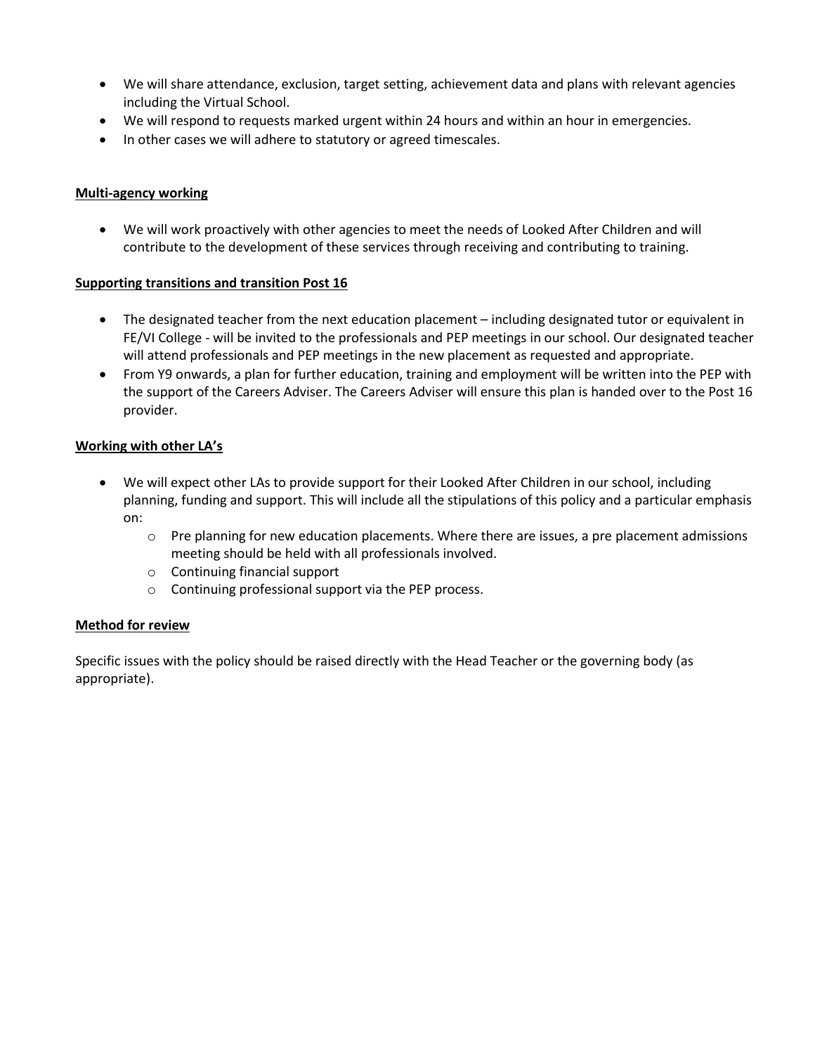- We will share attendance, exclusion, target setting, achievement data and plans with relevant agencies including the Virtual School.
- We will respond to requests marked urgent within 24 hours and within an hour in emergencies.
- In other cases we will adhere to statutory or agreed timescales.

**Multi-agency working**

- We will work proactively with other agencies to meet the needs of Looked After Children and will contribute to the development of these services through receiving and contributing to training.

**Supporting transitions and transition Post 16**

- The designated teacher from the next education placement – including designated tutor or equivalent in FE/VI College - will be invited to the professionals and PEP meetings in our school. Our designated teacher will attend professionals and PEP meetings in the new placement as requested and appropriate.
- From Y9 onwards, a plan for further education, training and employment will be written into the PEP with the support of the Careers Adviser. The Careers Adviser will ensure this plan is handed over to the Post 16 provider.

**Working with other LA's**

- We will expect other LAs to provide support for their Looked After Children in our school, including planning, funding and support. This will include all the stipulations of this policy and a particular emphasis on:
  - Pre planning for new education placements. Where there are issues, a pre placement admissions meeting should be held with all professionals involved.
  - Continuing financial support
  - Continuing professional support via the PEP process.

**Method for review**

Specific issues with the policy should be raised directly with the Head Teacher or the governing body (as appropriate).